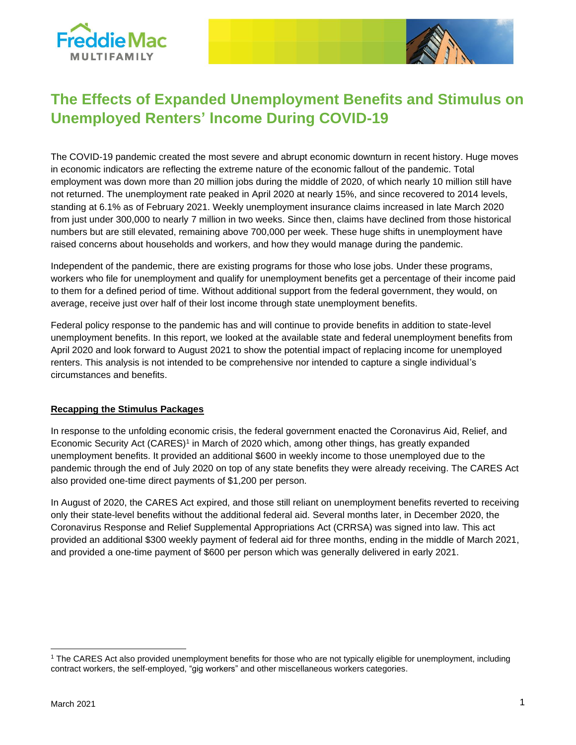Freddie Mac MULTIFAMILY

# The Effects of Expanded Unemployment Benefits and Stimulus on Unemployed Renters' Income During COVID-19

The COVID-19 pandemic created the most severe and abrupt economic downturn in recent history. Huge moves in economic indicators are reflecting the extreme nature of the economic fallout of the pandemic. Total employment was down more than 20 million jobs during the middle of 2020, of which nearly 10 million still have not returned. The unemployment rate peaked in April 2020 at nearly 15%, and since recovered to 2014 levels, standing at 6.1% as of February 2021. Weekly unemployment insurance claims increased in late March 2020 from just under 300,000 to nearly 7 million in two weeks. Since then, claims have declined from those historical numbers but are still elevated, remaining above 700,000 per week. These huge shifts in unemployment have raised concerns about households and workers, and how they would manage during the pandemic.

Independent of the pandemic, there are existing programs for those who lose jobs. Under these programs, workers who file for unemployment and qualify for unemployment benefits get a percentage of their income paid to them for a defined period of time. Without additional support from the federal government, they would, on average, receive just over half of their lost income through state unemployment benefits.

Federal policy response to the pandemic has and will continue to provide benefits in addition to state-level unemployment benefits. In this report, we looked at the available state and federal unemployment benefits from April 2020 and look forward to August 2021 to show the potential impact of replacing income for unemployed renters. This analysis is not intended to be comprehensive nor intended to capture a single individual's circumstances and benefits.

## Recapping the Stimulus Packages

In response to the unfolding economic crisis, the federal government enacted the Coronavirus Aid, Relief, and Economic Security Act (CARES)[1] in March of 2020 which, among other things, has greatly expanded unemployment benefits. It provided an additional $600 in weekly income to those unemployed due to the pandemic through the end of July 2020 on top of any state benefits they were already receiving. The CARES Act also provided one-time direct payments of $1,200 per person.

In August of 2020, the CARES Act expired, and those still reliant on unemployment benefits reverted to receiving only their state-level benefits without the additional federal aid. Several months later, in December 2020, the Coronavirus Response and Relief Supplemental Appropriations Act (CRRSA) was signed into law. This act provided an additional $300 weekly payment of federal aid for three months, ending in the middle of March 2021, and provided a one-time payment of $600 per person which was generally delivered in early 2021.

---

[1] The CARES Act also provided unemployment benefits for those who are not typically eligible for unemployment, including contract workers, the self-employed, "gig workers" and other miscellaneous workers categories.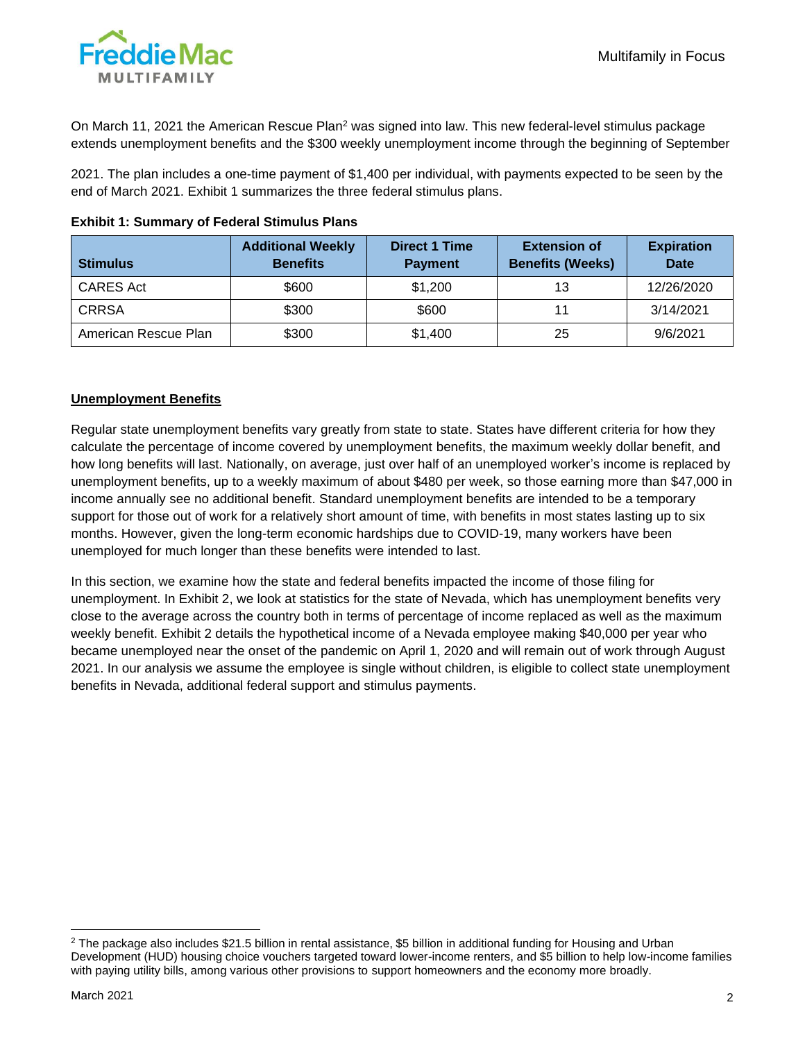On March 11, 2021 the American Rescue Plan[2] was signed into law. This new federal-level stimulus package extends unemployment benefits and the $300 weekly unemployment income through the beginning of September 2021. The plan includes a one-time payment of $1,400 per individual, with payments expected to be seen by the end of March 2021. Exhibit 1 summarizes the three federal stimulus plans.

**Exhibit 1: Summary of Federal Stimulus Plans**

| Stimulus | Additional Weekly Benefits | Direct 1 Time Payment | Extension of Benefits (Weeks) | Expiration Date |
|---|---|---|---|---|
| CARES Act | $600 | $1,200 | 13 | 12/26/2020 |
| CRRSA | $300 | $600 | 11 | 3/14/2021 |
| American Rescue Plan | $300 | $1,400 | 25 | 9/6/2021 |

### Unemployment Benefits

Regular state unemployment benefits vary greatly from state to state. States have different criteria for how they calculate the percentage of income covered by unemployment benefits, the maximum weekly dollar benefit, and how long benefits will last. Nationally, on average, just over half of an unemployed worker's income is replaced by unemployment benefits, up to a weekly maximum of about $480 per week, so those earning more than $47,000 in income annually see no additional benefit. Standard unemployment benefits are intended to be a temporary support for those out of work for a relatively short amount of time, with benefits in most states lasting up to six months. However, given the long-term economic hardships due to COVID-19, many workers have been unemployed for much longer than these benefits were intended to last.

In this section, we examine how the state and federal benefits impacted the income of those filing for unemployment. In Exhibit 2, we look at statistics for the state of Nevada, which has unemployment benefits very close to the average across the country both in terms of percentage of income replaced as well as the maximum weekly benefit. Exhibit 2 details the hypothetical income of a Nevada employee making $40,000 per year who became unemployed near the onset of the pandemic on April 1, 2020 and will remain out of work through August 2021. In our analysis we assume the employee is single without children, is eligible to collect state unemployment benefits in Nevada, additional federal support and stimulus payments.

[2] The package also includes $21.5 billion in rental assistance, $5 billion in additional funding for Housing and Urban Development (HUD) housing choice vouchers targeted toward lower-income renters, and $5 billion to help low-income families with paying utility bills, among various other provisions to support homeowners and the economy more broadly.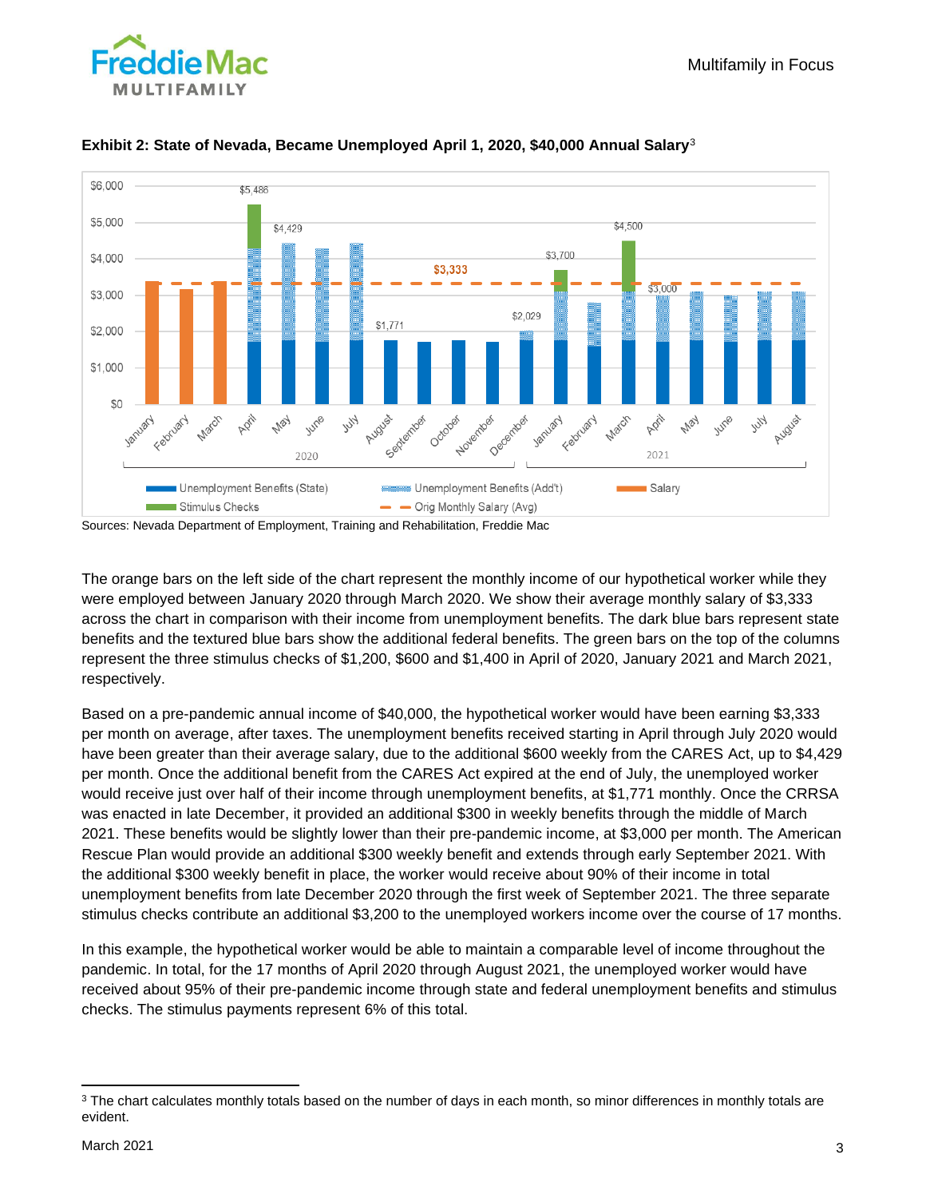**Exhibit 2: State of Nevada, Became Unemployed April 1, 2020, $40,000 Annual Salary**[3]

Sources: Nevada Department of Employment, Training and Rehabilitation, Freddie Mac

The orange bars on the left side of the chart represent the monthly income of our hypothetical worker while they were employed between January 2020 through March 2020. We show their average monthly salary of $3,333 across the chart in comparison with their income from unemployment benefits. The dark blue bars represent state benefits and the textured blue bars show the additional federal benefits. The green bars on the top of the columns represent the three stimulus checks of $1,200, $600 and $1,400 in April of 2020, January 2021 and March 2021, respectively.

Based on a pre-pandemic annual income of $40,000, the hypothetical worker would have been earning $3,333 per month on average, after taxes. The unemployment benefits received starting in April through July 2020 would have been greater than their average salary, due to the additional $600 weekly from the CARES Act, up to $4,429 per month. Once the additional benefit from the CARES Act expired at the end of July, the unemployed worker would receive just over half of their income through unemployment benefits, at $1,771 monthly. Once the CRRSA was enacted in late December, it provided an additional $300 in weekly benefits through the middle of March 2021. These benefits would be slightly lower than their pre-pandemic income, at $3,000 per month. The American Rescue Plan would provide an additional $300 weekly benefit and extends through early September 2021. With the additional $300 weekly benefit in place, the worker would receive about 90% of their income in total unemployment benefits from late December 2020 through the first week of September 2021. The three separate stimulus checks contribute an additional $3,200 to the unemployed workers income over the course of 17 months.

In this example, the hypothetical worker would be able to maintain a comparable level of income throughout the pandemic. In total, for the 17 months of April 2020 through August 2021, the unemployed worker would have received about 95% of their pre-pandemic income through state and federal unemployment benefits and stimulus checks. The stimulus payments represent 6% of this total.

---

[3] The chart calculates monthly totals based on the number of days in each month, so minor differences in monthly totals are evident.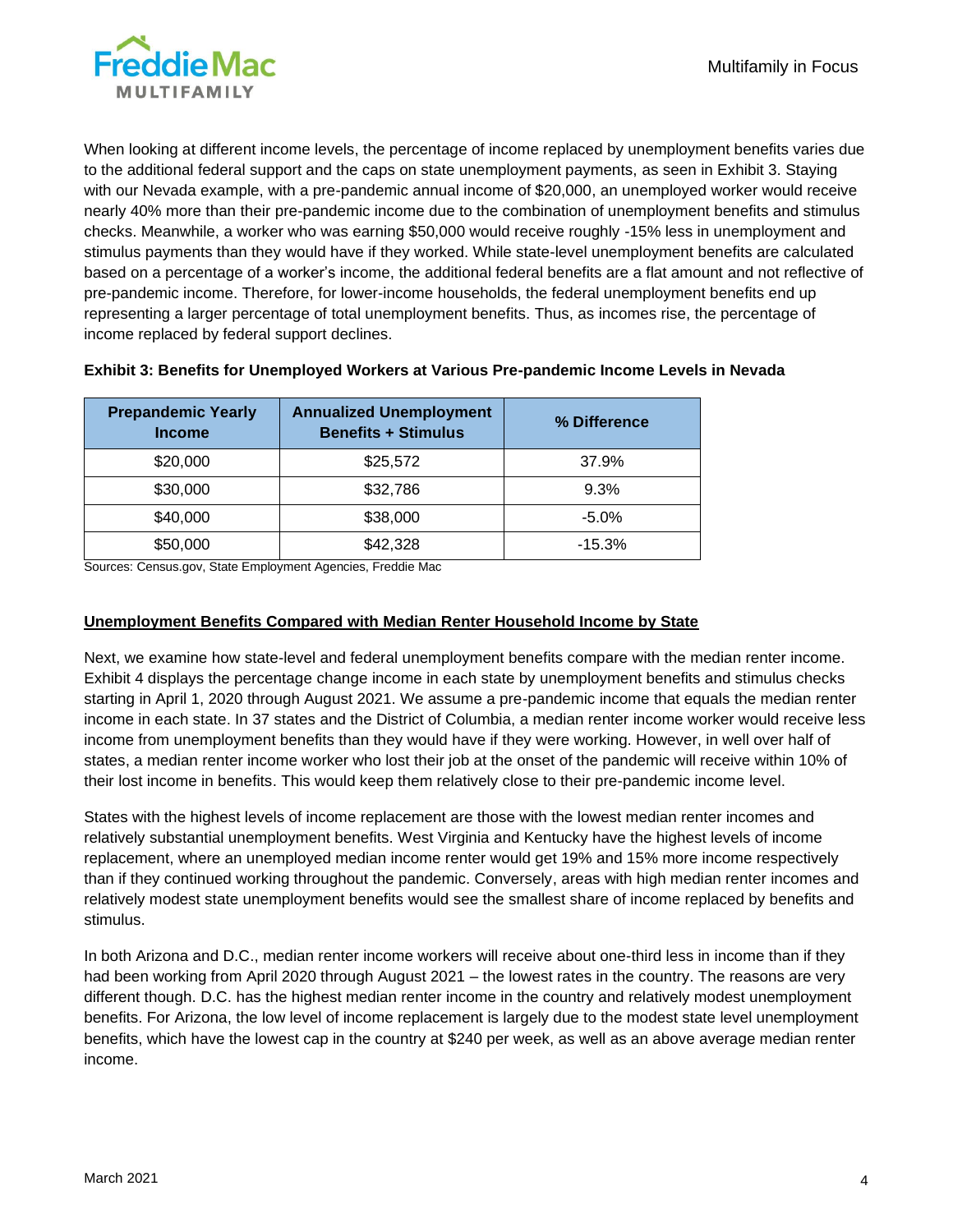When looking at different income levels, the percentage of income replaced by unemployment benefits varies due to the additional federal support and the caps on state unemployment payments, as seen in Exhibit 3. Staying with our Nevada example, with a pre-pandemic annual income of $20,000, an unemployed worker would receive nearly 40% more than their pre-pandemic income due to the combination of unemployment benefits and stimulus checks. Meanwhile, a worker who was earning $50,000 would receive roughly -15% less in unemployment and stimulus payments than they would have if they worked. While state-level unemployment benefits are calculated based on a percentage of a worker's income, the additional federal benefits are a flat amount and not reflective of pre-pandemic income. Therefore, for lower-income households, the federal unemployment benefits end up representing a larger percentage of total unemployment benefits. Thus, as incomes rise, the percentage of income replaced by federal support declines.

**Exhibit 3: Benefits for Unemployed Workers at Various Pre-pandemic Income Levels in Nevada**

| Prepandemic Yearly Income | Annualized Unemployment Benefits + Stimulus | % Difference |
|---|---|---|
| $20,000 | $25,572 | 37.9% |
| $30,000 | $32,786 | 9.3% |
| $40,000 | $38,000 | -5.0% |
| $50,000 | $42,328 | -15.3% |

Sources: Census.gov, State Employment Agencies, Freddie Mac

**Unemployment Benefits Compared with Median Renter Household Income by State**

Next, we examine how state-level and federal unemployment benefits compare with the median renter income. Exhibit 4 displays the percentage change income in each state by unemployment benefits and stimulus checks starting in April 1, 2020 through August 2021. We assume a pre-pandemic income that equals the median renter income in each state. In 37 states and the District of Columbia, a median renter income worker would receive less income from unemployment benefits than they would have if they were working. However, in well over half of states, a median renter income worker who lost their job at the onset of the pandemic will receive within 10% of their lost income in benefits. This would keep them relatively close to their pre-pandemic income level.

States with the highest levels of income replacement are those with the lowest median renter incomes and relatively substantial unemployment benefits. West Virginia and Kentucky have the highest levels of income replacement, where an unemployed median income renter would get 19% and 15% more income respectively than if they continued working throughout the pandemic. Conversely, areas with high median renter incomes and relatively modest state unemployment benefits would see the smallest share of income replaced by benefits and stimulus.

In both Arizona and D.C., median renter income workers will receive about one-third less in income than if they had been working from April 2020 through August 2021 – the lowest rates in the country. The reasons are very different though. D.C. has the highest median renter income in the country and relatively modest unemployment benefits. For Arizona, the low level of income replacement is largely due to the modest state level unemployment benefits, which have the lowest cap in the country at $240 per week, as well as an above average median renter income.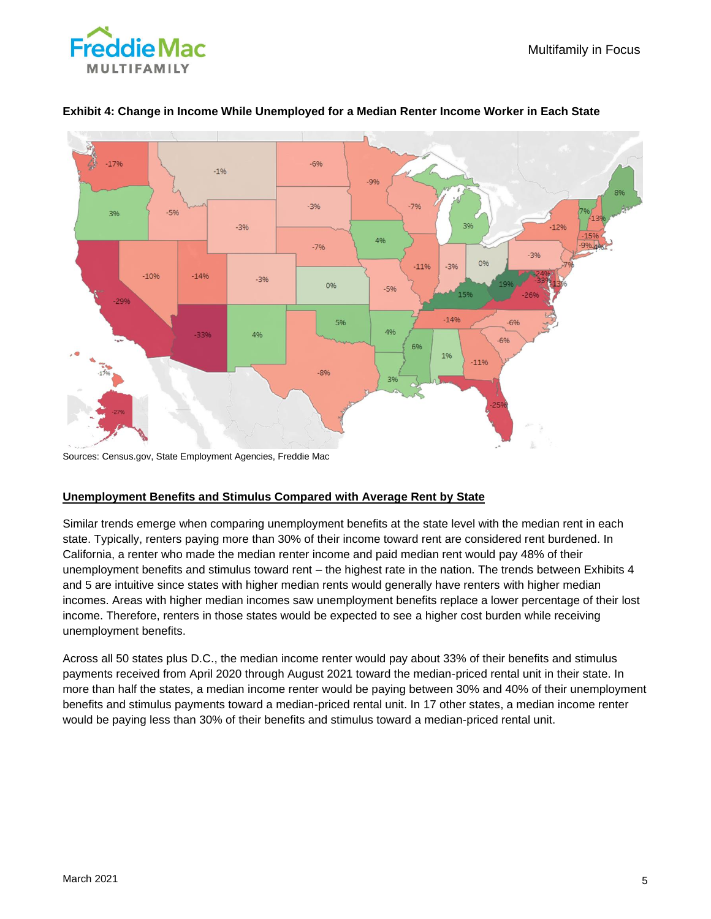**Exhibit 4: Change in Income While Unemployed for a Median Renter Income Worker in Each State**

Sources: Census.gov, State Employment Agencies, Freddie Mac

## Unemployment Benefits and Stimulus Compared with Average Rent by State

Similar trends emerge when comparing unemployment benefits at the state level with the median rent in each state. Typically, renters paying more than 30% of their income toward rent are considered rent burdened. In California, a renter who made the median renter income and paid median rent would pay 48% of their unemployment benefits and stimulus toward rent – the highest rate in the nation. The trends between Exhibits 4 and 5 are intuitive since states with higher median rents would generally have renters with higher median incomes. Areas with higher median incomes saw unemployment benefits replace a lower percentage of their lost income. Therefore, renters in those states would be expected to see a higher cost burden while receiving unemployment benefits.

Across all 50 states plus D.C., the median income renter would pay about 33% of their benefits and stimulus payments received from April 2020 through August 2021 toward the median-priced rental unit in their state. In more than half the states, a median income renter would be paying between 30% and 40% of their unemployment benefits and stimulus payments toward a median-priced rental unit. In 17 other states, a median income renter would be paying less than 30% of their benefits and stimulus toward a median-priced rental unit.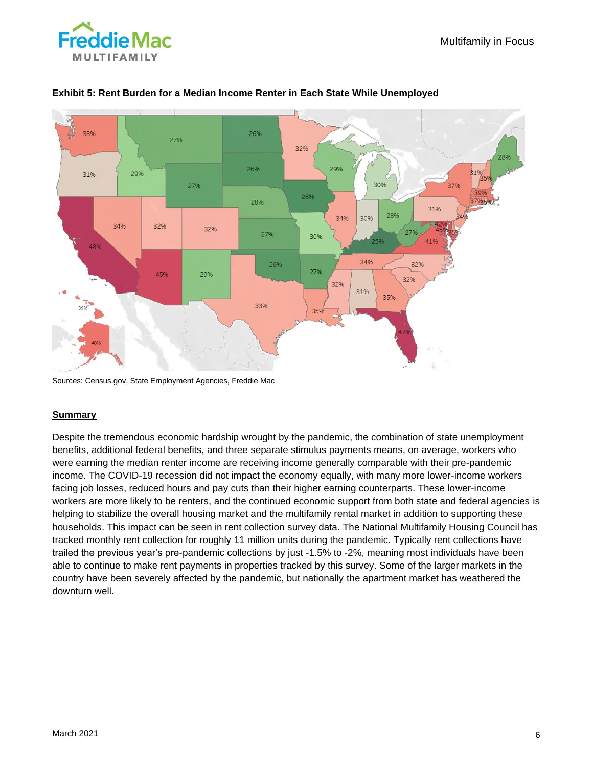**Exhibit 5: Rent Burden for a Median Income Renter in Each State While Unemployed**

38%
27%
26%
32%
28%
31%
29%
26%
29%
31%
35%
27%
30%
37%
26%
28%
39%
37%
35%
31%
34%
32%
32%
34%
30%
28%
34%
27%
30%
42%
45%
35%
27%
25%
41%
48%
26%
34%
32%
45%
29%
27%
32%
32%
31%
35%
39%
33%
35%
40%
47%

Sources: Census.gov, State Employment Agencies, Freddie Mac

**Summary**

Despite the tremendous economic hardship wrought by the pandemic, the combination of state unemployment benefits, additional federal benefits, and three separate stimulus payments means, on average, workers who were earning the median renter income are receiving income generally comparable with their pre-pandemic income. The COVID-19 recession did not impact the economy equally, with many more lower-income workers facing job losses, reduced hours and pay cuts than their higher earning counterparts. These lower-income workers are more likely to be renters, and the continued economic support from both state and federal agencies is helping to stabilize the overall housing market and the multifamily rental market in addition to supporting these households. This impact can be seen in rent collection survey data. The National Multifamily Housing Council has tracked monthly rent collection for roughly 11 million units during the pandemic. Typically rent collections have trailed the previous year's pre-pandemic collections by just -1.5% to -2%, meaning most individuals have been able to continue to make rent payments in properties tracked by this survey. Some of the larger markets in the country have been severely affected by the pandemic, but nationally the apartment market has weathered the downturn well.